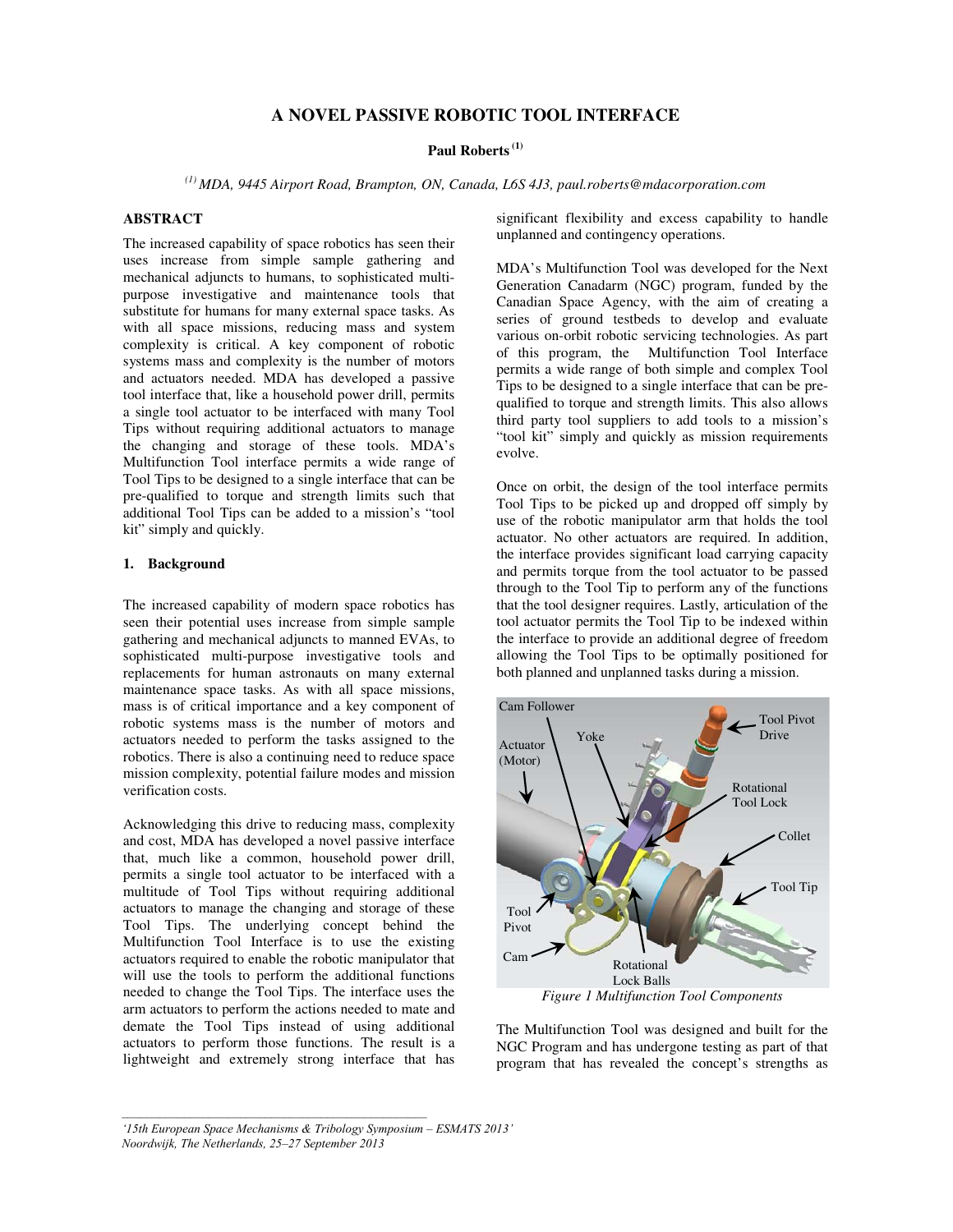# A NOVEL PASSIVE ROBOTIC TOOL INTERFACE

**Paul Roberts [1]**

*[1] MDA, 9445 Airport Road, Brampton, ON, Canada, L6S 4J3, paul.roberts@mdacorporation.com*

## ABSTRACT

The increased capability of space robotics has seen their uses increase from simple sample gathering and mechanical adjuncts to humans, to sophisticated multi-purpose investigative and maintenance tools that substitute for humans for many external space tasks. As with all space missions, reducing mass and system complexity is critical. A key component of robotic systems mass and complexity is the number of motors and actuators needed. MDA has developed a passive tool interface that, like a household power drill, permits a single tool actuator to be interfaced with many Tool Tips without requiring additional actuators to manage the changing and storage of these tools. MDA's Multifunction Tool interface permits a wide range of Tool Tips to be designed to a single interface that can be pre-qualified to torque and strength limits such that additional Tool Tips can be added to a mission's "tool kit" simply and quickly.

## 1. Background

The increased capability of modern space robotics has seen their potential uses increase from simple sample gathering and mechanical adjuncts to manned EVAs, to sophisticated multi-purpose investigative tools and replacements for human astronauts on many external maintenance space tasks. As with all space missions, mass is of critical importance and a key component of robotic systems mass is the number of motors and actuators needed to perform the tasks assigned to the robotics. There is also a continuing need to reduce space mission complexity, potential failure modes and mission verification costs.

Acknowledging this drive to reducing mass, complexity and cost, MDA has developed a novel passive interface that, much like a common, household power drill, permits a single tool actuator to be interfaced with a multitude of Tool Tips without requiring additional actuators to manage the changing and storage of these Tool Tips. The underlying concept behind the Multifunction Tool Interface is to use the existing actuators required to enable the robotic manipulator that will use the tools to perform the additional functions needed to change the Tool Tips. The interface uses the arm actuators to perform the actions needed to mate and demate the Tool Tips instead of using additional actuators to perform those functions. The result is a lightweight and extremely strong interface that has significant flexibility and excess capability to handle unplanned and contingency operations.

MDA's Multifunction Tool was developed for the Next Generation Canadarm (NGC) program, funded by the Canadian Space Agency, with the aim of creating a series of ground testbeds to develop and evaluate various on-orbit robotic servicing technologies. As part of this program, the Multifunction Tool Interface permits a wide range of both simple and complex Tool Tips to be designed to a single interface that can be pre-qualified to torque and strength limits. This also allows third party tool suppliers to add tools to a mission's "tool kit" simply and quickly as mission requirements evolve.

Once on orbit, the design of the tool interface permits Tool Tips to be picked up and dropped off simply by use of the robotic manipulator arm that holds the tool actuator. No other actuators are required. In addition, the interface provides significant load carrying capacity and permits torque from the tool actuator to be passed through to the Tool Tip to perform any of the functions that the tool designer requires. Lastly, articulation of the tool actuator permits the Tool Tip to be indexed within the interface to provide an additional degree of freedom allowing the Tool Tips to be optimally positioned for both planned and unplanned tasks during a mission.

*Figure 1 Multifunction Tool Components*

The Multifunction Tool was designed and built for the NGC Program and has undergone testing as part of that program that has revealed the concept's strengths as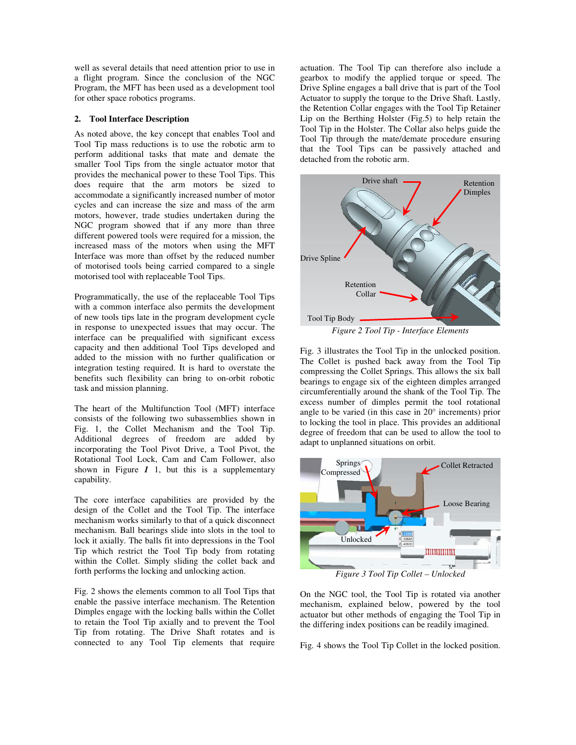well as several details that need attention prior to use in a flight program. Since the conclusion of the NGC Program, the MFT has been used as a development tool for other space robotics programs.

## 2. Tool Interface Description

As noted above, the key concept that enables Tool and Tool Tip mass reductions is to use the robotic arm to perform additional tasks that mate and demate the smaller Tool Tips from the single actuator motor that provides the mechanical power to these Tool Tips. This does require that the arm motors be sized to accommodate a significantly increased number of motor cycles and can increase the size and mass of the arm motors, however, trade studies undertaken during the NGC program showed that if any more than three different powered tools were required for a mission, the increased mass of the motors when using the MFT Interface was more than offset by the reduced number of motorised tools being carried compared to a single motorised tool with replaceable Tool Tips.

Programmatically, the use of the replaceable Tool Tips with a common interface also permits the development of new tools tips late in the program development cycle in response to unexpected issues that may occur. The interface can be prequalified with significant excess capacity and then additional Tool Tips developed and added to the mission with no further qualification or integration testing required. It is hard to overstate the benefits such flexibility can bring to on-orbit robotic task and mission planning.

The heart of the Multifunction Tool (MFT) interface consists of the following two subassemblies shown in Fig. 1, the Collet Mechanism and the Tool Tip. Additional degrees of freedom are added by incorporating the Tool Pivot Drive, a Tool Pivot, the Rotational Tool Lock, Cam and Cam Follower, also shown in Figure ***1*** 1, but this is a supplementary capability.

The core interface capabilities are provided by the design of the Collet and the Tool Tip. The interface mechanism works similarly to that of a quick disconnect mechanism. Ball bearings slide into slots in the tool to lock it axially. The balls fit into depressions in the Tool Tip which restrict the Tool Tip body from rotating within the Collet. Simply sliding the collet back and forth performs the locking and unlocking action.

Fig. 2 shows the elements common to all Tool Tips that enable the passive interface mechanism. The Retention Dimples engage with the locking balls within the Collet to retain the Tool Tip axially and to prevent the Tool Tip from rotating. The Drive Shaft rotates and is connected to any Tool Tip elements that require actuation. The Tool Tip can therefore also include a gearbox to modify the applied torque or speed. The Drive Spline engages a ball drive that is part of the Tool Actuator to supply the torque to the Drive Shaft. Lastly, the Retention Collar engages with the Tool Tip Retainer Lip on the Berthing Holster (Fig.5) to help retain the Tool Tip in the Holster. The Collar also helps guide the Tool Tip through the mate/demate procedure ensuring that the Tool Tips can be passively attached and detached from the robotic arm.

*Figure 2 Tool Tip - Interface Elements*

Fig. 3 illustrates the Tool Tip in the unlocked position. The Collet is pushed back away from the Tool Tip compressing the Collet Springs. This allows the six ball bearings to engage six of the eighteen dimples arranged circumferentially around the shank of the Tool Tip. The excess number of dimples permit the tool rotational angle to be varied (in this case in 20° increments) prior to locking the tool in place. This provides an additional degree of freedom that can be used to allow the tool to adapt to unplanned situations on orbit.

*Figure 3 Tool Tip Collet – Unlocked*

On the NGC tool, the Tool Tip is rotated via another mechanism, explained below, powered by the tool actuator but other methods of engaging the Tool Tip in the differing index positions can be readily imagined.

Fig. 4 shows the Tool Tip Collet in the locked position.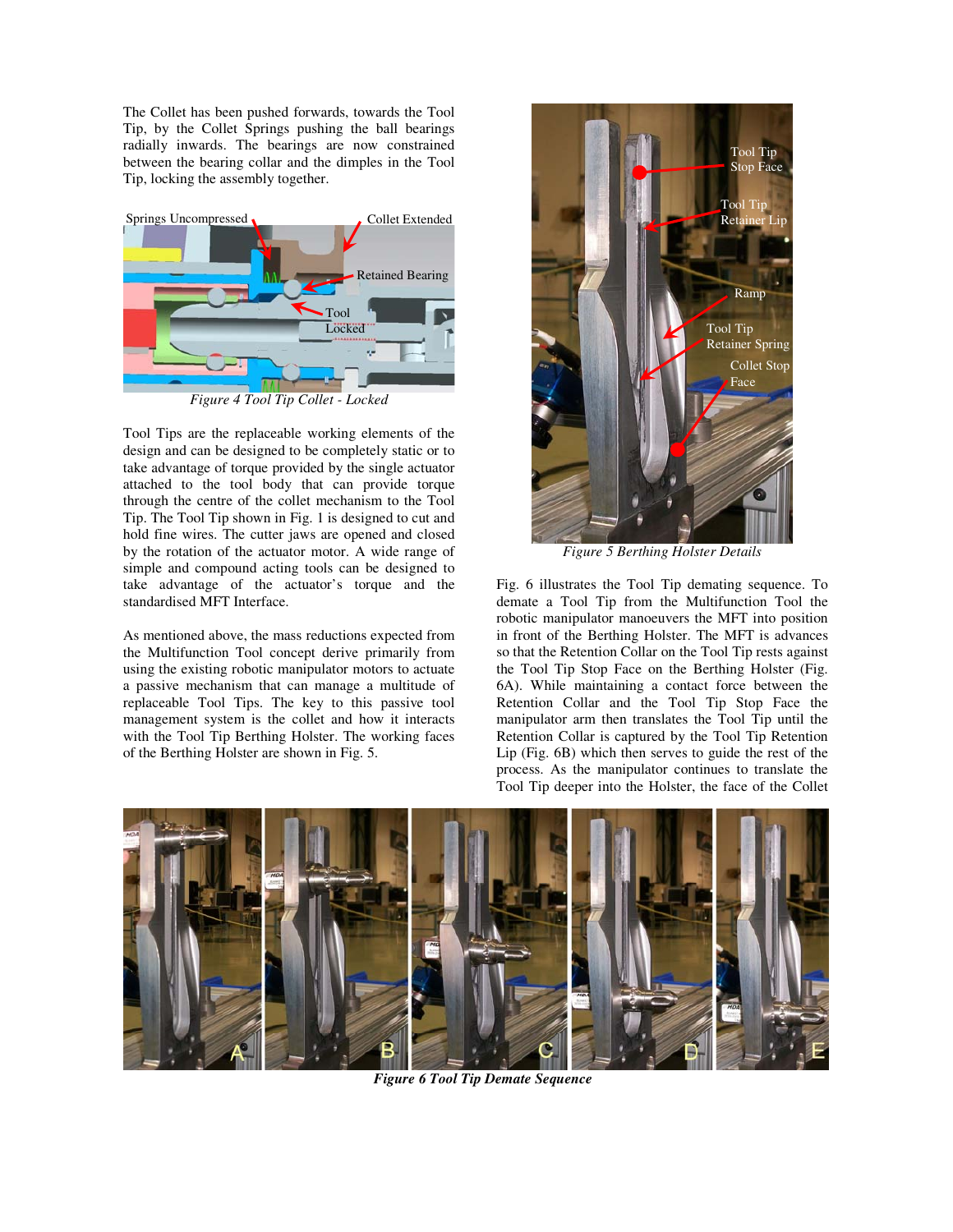The Collet has been pushed forwards, towards the Tool Tip, by the Collet Springs pushing the ball bearings radially inwards. The bearings are now constrained between the bearing collar and the dimples in the Tool Tip, locking the assembly together.

*Figure 4 Tool Tip Collet - Locked*

Tool Tips are the replaceable working elements of the design and can be designed to be completely static or to take advantage of torque provided by the single actuator attached to the tool body that can provide torque through the centre of the collet mechanism to the Tool Tip. The Tool Tip shown in Fig. 1 is designed to cut and hold fine wires. The cutter jaws are opened and closed by the rotation of the actuator motor. A wide range of simple and compound acting tools can be designed to take advantage of the actuator's torque and the standardised MFT Interface.

As mentioned above, the mass reductions expected from the Multifunction Tool concept derive primarily from using the existing robotic manipulator motors to actuate a passive mechanism that can manage a multitude of replaceable Tool Tips. The key to this passive tool management system is the collet and how it interacts with the Tool Tip Berthing Holster. The working faces of the Berthing Holster are shown in Fig. 5.

*Figure 5 Berthing Holster Details*

Fig. 6 illustrates the Tool Tip demating sequence. To demate a Tool Tip from the Multifunction Tool the robotic manipulator manoeuvers the MFT into position in front of the Berthing Holster. The MFT is advances so that the Retention Collar on the Tool Tip rests against the Tool Tip Stop Face on the Berthing Holster (Fig. 6A). While maintaining a contact force between the Retention Collar and the Tool Tip Stop Face the manipulator arm then translates the Tool Tip until the Retention Collar is captured by the Tool Tip Retention Lip (Fig. 6B) which then serves to guide the rest of the process. As the manipulator continues to translate the Tool Tip deeper into the Holster, the face of the Collet

***Figure 6 Tool Tip Demate Sequence***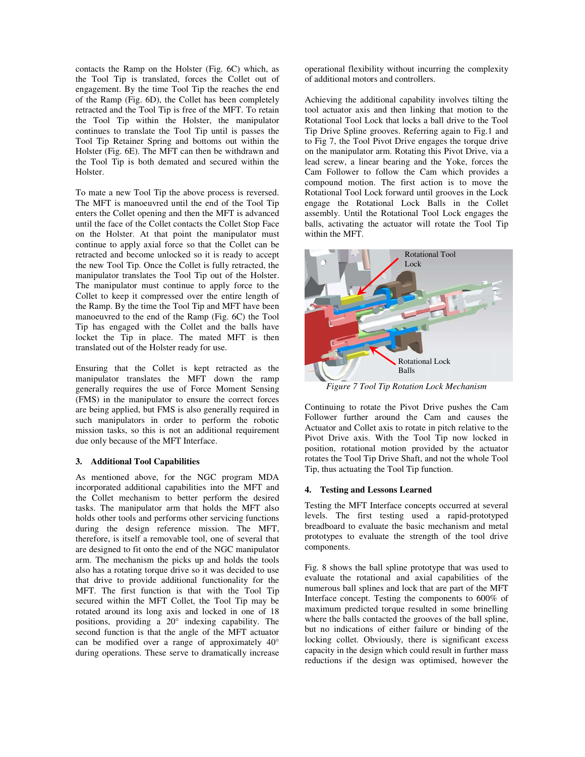contacts the Ramp on the Holster (Fig. 6C) which, as the Tool Tip is translated, forces the Collet out of engagement. By the time Tool Tip the reaches the end of the Ramp (Fig. 6D), the Collet has been completely retracted and the Tool Tip is free of the MFT. To retain the Tool Tip within the Holster, the manipulator continues to translate the Tool Tip until is passes the Tool Tip Retainer Spring and bottoms out within the Holster (Fig. 6E). The MFT can then be withdrawn and the Tool Tip is both demated and secured within the Holster.

To mate a new Tool Tip the above process is reversed. The MFT is manoeuvred until the end of the Tool Tip enters the Collet opening and then the MFT is advanced until the face of the Collet contacts the Collet Stop Face on the Holster. At that point the manipulator must continue to apply axial force so that the Collet can be retracted and become unlocked so it is ready to accept the new Tool Tip. Once the Collet is fully retracted, the manipulator translates the Tool Tip out of the Holster. The manipulator must continue to apply force to the Collet to keep it compressed over the entire length of the Ramp. By the time the Tool Tip and MFT have been manoeuvred to the end of the Ramp (Fig. 6C) the Tool Tip has engaged with the Collet and the balls have locket the Tip in place. The mated MFT is then translated out of the Holster ready for use.

Ensuring that the Collet is kept retracted as the manipulator translates the MFT down the ramp generally requires the use of Force Moment Sensing (FMS) in the manipulator to ensure the correct forces are being applied, but FMS is also generally required in such manipulators in order to perform the robotic mission tasks, so this is not an additional requirement due only because of the MFT Interface.

### 3. Additional Tool Capabilities

As mentioned above, for the NGC program MDA incorporated additional capabilities into the MFT and the Collet mechanism to better perform the desired tasks. The manipulator arm that holds the MFT also holds other tools and performs other servicing functions during the design reference mission. The MFT, therefore, is itself a removable tool, one of several that are designed to fit onto the end of the NGC manipulator arm. The mechanism the picks up and holds the tools also has a rotating torque drive so it was decided to use that drive to provide additional functionality for the MFT. The first function is that with the Tool Tip secured within the MFT Collet, the Tool Tip may be rotated around its long axis and locked in one of 18 positions, providing a 20° indexing capability. The second function is that the angle of the MFT actuator can be modified over a range of approximately 40° during operations. These serve to dramatically increase operational flexibility without incurring the complexity of additional motors and controllers.

Achieving the additional capability involves tilting the tool actuator axis and then linking that motion to the Rotational Tool Lock that locks a ball drive to the Tool Tip Drive Spline grooves. Referring again to Fig.1 and to Fig 7, the Tool Pivot Drive engages the torque drive on the manipulator arm. Rotating this Pivot Drive, via a lead screw, a linear bearing and the Yoke, forces the Cam Follower to follow the Cam which provides a compound motion. The first action is to move the Rotational Tool Lock forward until grooves in the Lock engage the Rotational Lock Balls in the Collet assembly. Until the Rotational Tool Lock engages the balls, activating the actuator will rotate the Tool Tip within the MFT.

*Figure 7 Tool Tip Rotation Lock Mechanism*

Continuing to rotate the Pivot Drive pushes the Cam Follower further around the Cam and causes the Actuator and Collet axis to rotate in pitch relative to the Pivot Drive axis. With the Tool Tip now locked in position, rotational motion provided by the actuator rotates the Tool Tip Drive Shaft, and not the whole Tool Tip, thus actuating the Tool Tip function.

### 4. Testing and Lessons Learned

Testing the MFT Interface concepts occurred at several levels. The first testing used a rapid-prototyped breadboard to evaluate the basic mechanism and metal prototypes to evaluate the strength of the tool drive components.

Fig. 8 shows the ball spline prototype that was used to evaluate the rotational and axial capabilities of the numerous ball splines and lock that are part of the MFT Interface concept. Testing the components to 600% of maximum predicted torque resulted in some brinelling where the balls contacted the grooves of the ball spline, but no indications of either failure or binding of the locking collet. Obviously, there is significant excess capacity in the design which could result in further mass reductions if the design was optimised, however the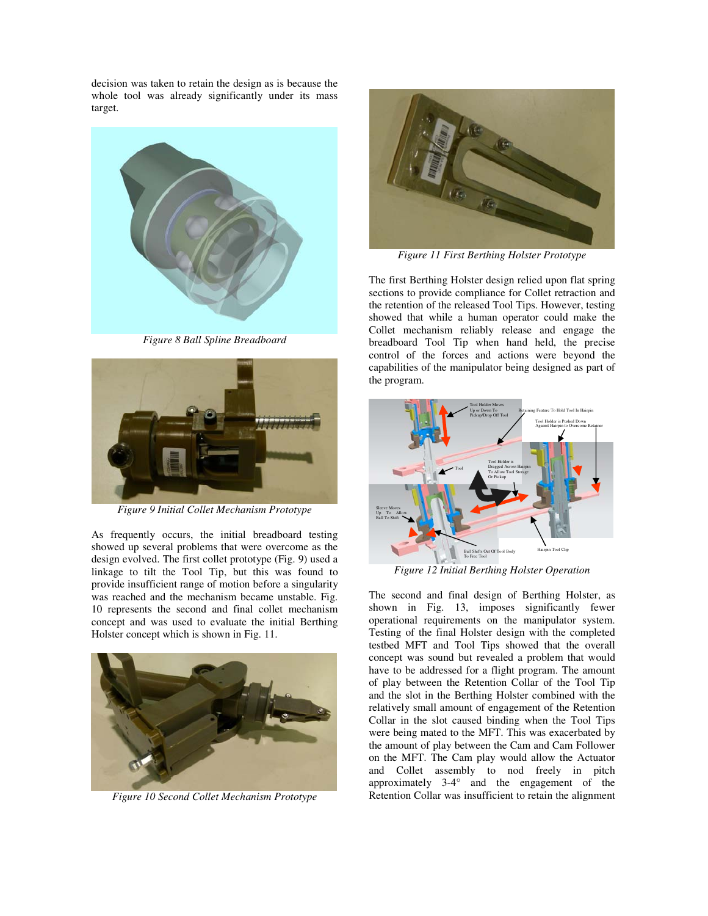decision was taken to retain the design as is because the whole tool was already significantly under its mass target.

*Figure 8 Ball Spline Breadboard*

*Figure 9 Initial Collet Mechanism Prototype*

As frequently occurs, the initial breadboard testing showed up several problems that were overcome as the design evolved. The first collet prototype (Fig. 9) used a linkage to tilt the Tool Tip, but this was found to provide insufficient range of motion before a singularity was reached and the mechanism became unstable. Fig. 10 represents the second and final collet mechanism concept and was used to evaluate the initial Berthing Holster concept which is shown in Fig. 11.

*Figure 10 Second Collet Mechanism Prototype*

*Figure 11 First Berthing Holster Prototype*

The first Berthing Holster design relied upon flat spring sections to provide compliance for Collet retraction and the retention of the released Tool Tips. However, testing showed that while a human operator could make the Collet mechanism reliably release and engage the breadboard Tool Tip when hand held, the precise control of the forces and actions were beyond the capabilities of the manipulator being designed as part of the program.

*Figure 12 Initial Berthing Holster Operation*

The second and final design of Berthing Holster, as shown in Fig. 13, imposes significantly fewer operational requirements on the manipulator system. Testing of the final Holster design with the completed testbed MFT and Tool Tips showed that the overall concept was sound but revealed a problem that would have to be addressed for a flight program. The amount of play between the Retention Collar of the Tool Tip and the slot in the Berthing Holster combined with the relatively small amount of engagement of the Retention Collar in the slot caused binding when the Tool Tips were being mated to the MFT. This was exacerbated by the amount of play between the Cam and Cam Follower on the MFT. The Cam play would allow the Actuator and Collet assembly to nod freely in pitch approximately 3-4° and the engagement of the Retention Collar was insufficient to retain the alignment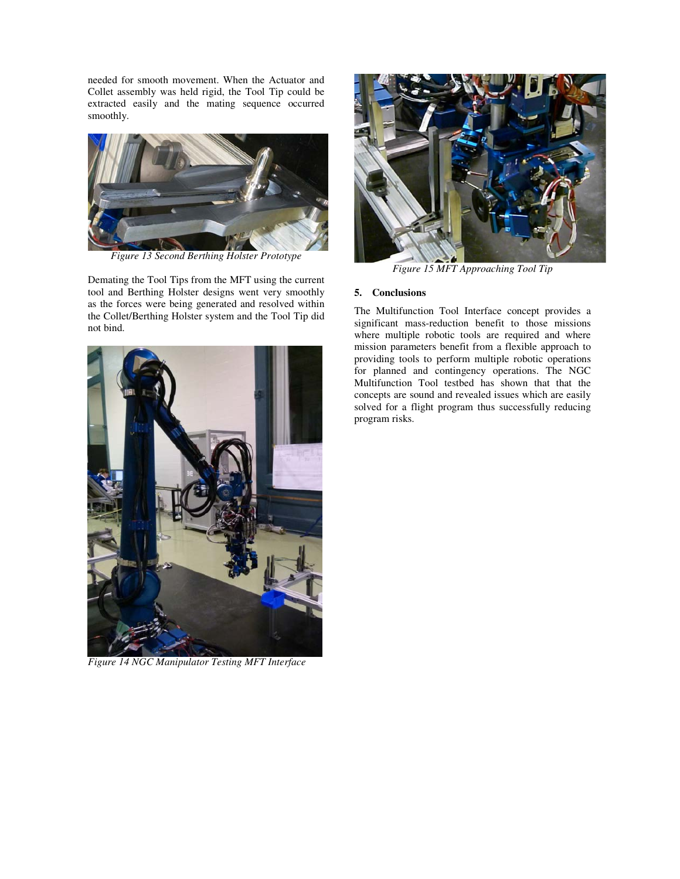needed for smooth movement. When the Actuator and Collet assembly was held rigid, the Tool Tip could be extracted easily and the mating sequence occurred smoothly.

*Figure 13 Second Berthing Holster Prototype*

Demating the Tool Tips from the MFT using the current tool and Berthing Holster designs went very smoothly as the forces were being generated and resolved within the Collet/Berthing Holster system and the Tool Tip did not bind.

*Figure 14 NGC Manipulator Testing MFT Interface*

*Figure 15 MFT Approaching Tool Tip*

## 5. Conclusions

The Multifunction Tool Interface concept provides a significant mass-reduction benefit to those missions where multiple robotic tools are required and where mission parameters benefit from a flexible approach to providing tools to perform multiple robotic operations for planned and contingency operations. The NGC Multifunction Tool testbed has shown that that the concepts are sound and revealed issues which are easily solved for a flight program thus successfully reducing program risks.